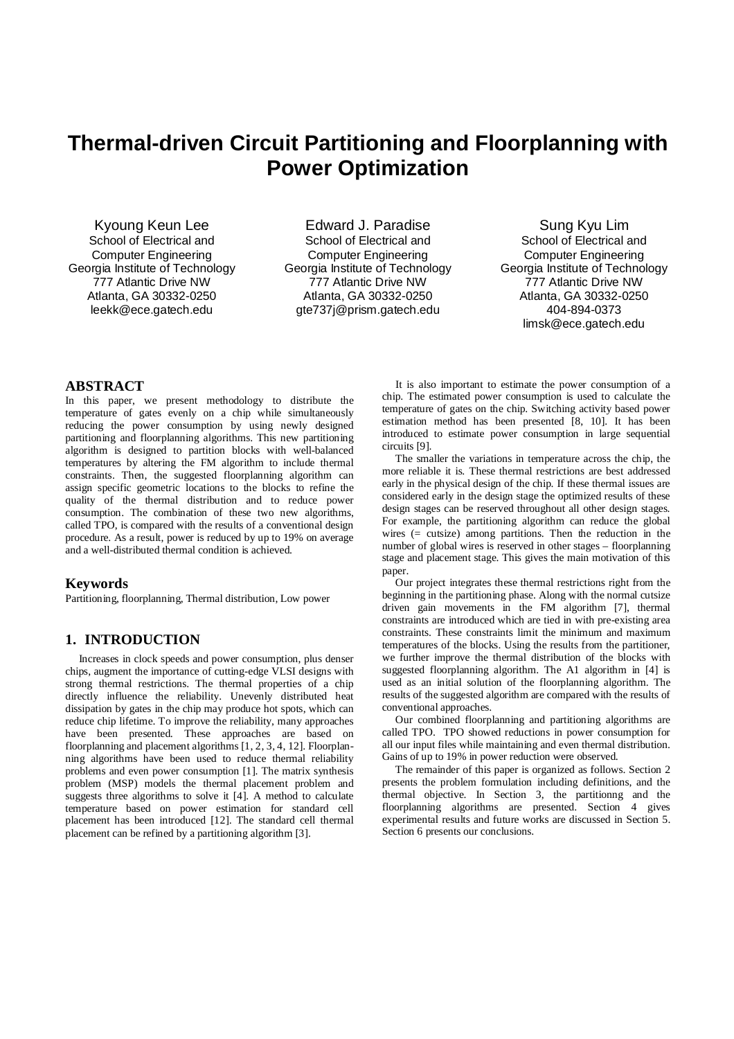# Thermal-driven Circuit Partitioning and Floorplanning with Power Optimization

Kyoung Keun Lee
School of Electrical and Computer Engineering
Georgia Institute of Technology
777 Atlantic Drive NW
Atlanta, GA 30332-0250
leekk@ece.gatech.edu

Edward J. Paradise
School of Electrical and Computer Engineering
Georgia Institute of Technology
777 Atlantic Drive NW
Atlanta, GA 30332-0250
gte737j@prism.gatech.edu

Sung Kyu Lim
School of Electrical and Computer Engineering
Georgia Institute of Technology
777 Atlantic Drive NW
Atlanta, GA 30332-0250
404-894-0373
limsk@ece.gatech.edu

## ABSTRACT

In this paper, we present methodology to distribute the temperature of gates evenly on a chip while simultaneously reducing the power consumption by using newly designed partitioning and floorplanning algorithms. This new partitioning algorithm is designed to partition blocks with well-balanced temperatures by altering the FM algorithm to include thermal constraints. Then, the suggested floorplanning algorithm can assign specific geometric locations to the blocks to refine the quality of the thermal distribution and to reduce power consumption. The combination of these two new algorithms, called TPO, is compared with the results of a conventional design procedure. As a result, power is reduced by up to 19% on average and a well-distributed thermal condition is achieved.

## Keywords

Partitioning, floorplanning, Thermal distribution, Low power

## 1. INTRODUCTION

Increases in clock speeds and power consumption, plus denser chips, augment the importance of cutting-edge VLSI designs with strong thermal restrictions. The thermal properties of a chip directly influence the reliability. Unevenly distributed heat dissipation by gates in the chip may produce hot spots, which can reduce chip lifetime. To improve the reliability, many approaches have been presented. These approaches are based on floorplanning and placement algorithms [1, 2, 3, 4, 12]. Floorplanning algorithms have been used to reduce thermal reliability problems and even power consumption [1]. The matrix synthesis problem (MSP) models the thermal placement problem and suggests three algorithms to solve it [4]. A method to calculate temperature based on power estimation for standard cell placement has been introduced [12]. The standard cell thermal placement can be refined by a partitioning algorithm [3].

It is also important to estimate the power consumption of a chip. The estimated power consumption is used to calculate the temperature of gates on the chip. Switching activity based power estimation method has been presented [8, 10]. It has been introduced to estimate power consumption in large sequential circuits [9].

The smaller the variations in temperature across the chip, the more reliable it is. These thermal restrictions are best addressed early in the physical design of the chip. If these thermal issues are considered early in the design stage the optimized results of these design stages can be reserved throughout all other design stages. For example, the partitioning algorithm can reduce the global wires (= cutsize) among partitions. Then the reduction in the number of global wires is reserved in other stages – floorplanning stage and placement stage. This gives the main motivation of this paper.

Our project integrates these thermal restrictions right from the beginning in the partitioning phase. Along with the normal cutsize driven gain movements in the FM algorithm [7], thermal constraints are introduced which are tied in with pre-existing area constraints. These constraints limit the minimum and maximum temperatures of the blocks. Using the results from the partitioner, we further improve the thermal distribution of the blocks with suggested floorplanning algorithm. The A1 algorithm in [4] is used as an initial solution of the floorplanning algorithm. The results of the suggested algorithm are compared with the results of conventional approaches.

Our combined floorplanning and partitioning algorithms are called TPO. TPO showed reductions in power consumption for all our input files while maintaining and even thermal distribution. Gains of up to 19% in power reduction were observed.

The remainder of this paper is organized as follows. Section 2 presents the problem formulation including definitions, and the thermal objective. In Section 3, the partitionng and the floorplanning algorithms are presented. Section 4 gives experimental results and future works are discussed in Section 5. Section 6 presents our conclusions.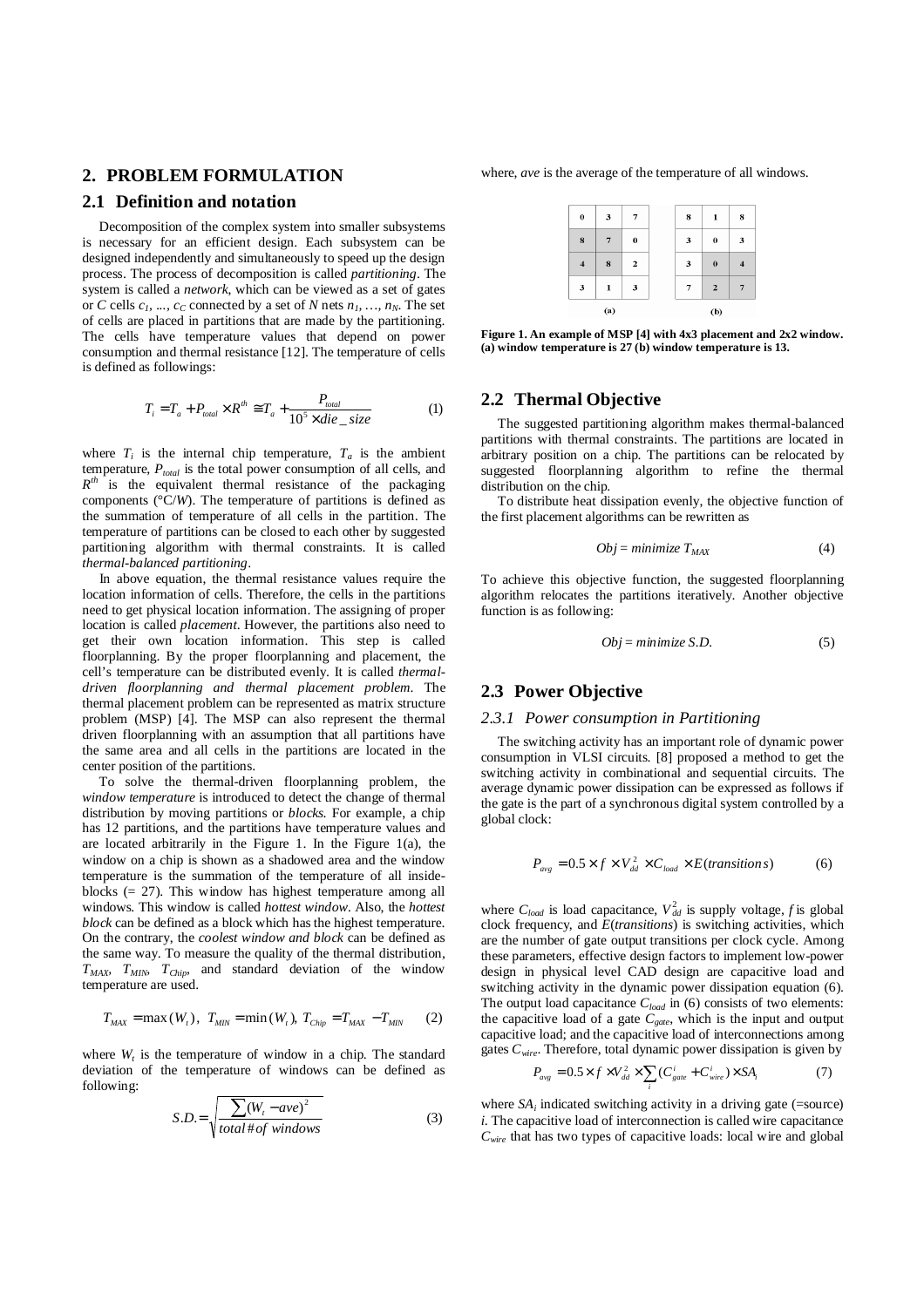## 2. PROBLEM FORMULATION

### 2.1 Definition and notation

Decomposition of the complex system into smaller subsystems is necessary for an efficient design. Each subsystem can be designed independently and simultaneously to speed up the design process. The process of decomposition is called *partitioning*. The system is called a *network*, which can be viewed as a set of gates or $C$ cells $c_1, ..., c_C$ connected by a set of $N$ nets $n_1, ..., n_N$. The set of cells are placed in partitions that are made by the partitioning. The cells have temperature values that depend on power consumption and thermal resistance [12]. The temperature of cells is defined as followings:

$$T_i = T_a + P_{total} \times R^{th} \cong T_a + \frac{P_{total}}{10^5 \times die\_size} \qquad (1)$$

where $T_i$ is the internal chip temperature, $T_a$ is the ambient temperature, $P_{total}$ is the total power consumption of all cells, and $R^{th}$ is the equivalent thermal resistance of the packaging components (°C/W). The temperature of partitions is defined as the summation of temperature of all cells in the partition. The temperature of partitions can be closed to each other by suggested partitioning algorithm with thermal constraints. It is called *thermal-balanced partitioning*.

In above equation, the thermal resistance values require the location information of cells. Therefore, the cells in the partitions need to get physical location information. The assigning of proper location is called *placement*. However, the partitions also need to get their own location information. This step is called floorplanning. By the proper floorplanning and placement, the cell's temperature can be distributed evenly. It is called *thermal-driven floorplanning and thermal placement problem*. The thermal placement problem can be represented as matrix structure problem (MSP) [4]. The MSP can also represent the thermal driven floorplanning with an assumption that all partitions have the same area and all cells in the partitions are located in the center position of the partitions.

To solve the thermal-driven floorplanning problem, the *window temperature* is introduced to detect the change of thermal distribution by moving partitions or *blocks*. For example, a chip has 12 partitions, and the partitions have temperature values and are located arbitrarily in the Figure 1. In the Figure 1(a), the window on a chip is shown as a shadowed area and the window temperature is the summation of the temperature of all inside-blocks (= 27). This window has highest temperature among all windows. This window is called *hottest window*. Also, the *hottest block* can be defined as a block which has the highest temperature. On the contrary, the *coolest window and block* can be defined as the same way. To measure the quality of the thermal distribution, $T_{MAX}$, $T_{MIN}$, $T_{Chip}$, and standard deviation of the window temperature are used.

$$T_{MAX} = \max(W_t),\ \ T_{MIN} = \min(W_t),\ T_{Chip} = T_{MAX} - T_{MIN} \qquad (2)$$

where $W_t$ is the temperature of window in a chip. The standard deviation of the temperature of windows can be defined as following:

$$S.D. = \sqrt{\frac{\sum (W_t - ave)^2}{total\ \#\ of\ windows}} \qquad (3)$$

where, *ave* is the average of the temperature of all windows.

(a)

| | | |
|---|---|---|
| 0 | 3 | 7 |
| 8 | 7 | 0 |
| 4 | 8 | 2 |
| 3 | 1 | 3 |

(b)

| | | |
|---|---|---|
| 8 | 1 | 8 |
| 3 | 0 | 3 |
| 3 | 0 | 4 |
| 7 | 2 | 7 |

**Figure 1. An example of MSP [4] with 4x3 placement and 2x2 window. (a) window temperature is 27 (b) window temperature is 13.**

### 2.2 Thermal Objective

The suggested partitioning algorithm makes thermal-balanced partitions with thermal constraints. The partitions are located in arbitrary position on a chip. The partitions can be relocated by suggested floorplanning algorithm to refine the thermal distribution on the chip.

To distribute heat dissipation evenly, the objective function of the first placement algorithms can be rewritten as

$$Obj = minimize\ T_{MAX} \qquad (4)$$

To achieve this objective function, the suggested floorplanning algorithm relocates the partitions iteratively. Another objective function is as following:

$$Obj = minimize\ S.D. \qquad (5)$$

### 2.3 Power Objective

#### 2.3.1 Power consumption in Partitioning

The switching activity has an important role of dynamic power consumption in VLSI circuits. [8] proposed a method to get the switching activity in combinational and sequential circuits. The average dynamic power dissipation can be expressed as follows if the gate is the part of a synchronous digital system controlled by a global clock:

$$P_{avg} = 0.5 \times f \times V_{dd}^2 \times C_{load} \times E(transitions) \qquad (6)$$

where $C_{load}$ is load capacitance, $V_{dd}^2$ is supply voltage, $f$ is global clock frequency, and $E(transitions)$ is switching activities, which are the number of gate output transitions per clock cycle. Among these parameters, effective design factors to implement low-power design in physical level CAD design are capacitive load and switching activity in the dynamic power dissipation equation (6). The output load capacitance $C_{load}$ in (6) consists of two elements: the capacitive load of a gate $C_{gate}$, which is the input and output capacitive load; and the capacitive load of interconnections among gates $C_{wire}$. Therefore, total dynamic power dissipation is given by

$$P_{avg} = 0.5 \times f \times V_{dd}^2 \times \sum_i (C_{gate}^i + C_{wire}^i) \times SA_i \qquad (7)$$

where $SA_i$ indicated switching activity in a driving gate (=source) $i$. The capacitive load of interconnection is called wire capacitance $C_{wire}$ that has two types of capacitive loads: local wire and global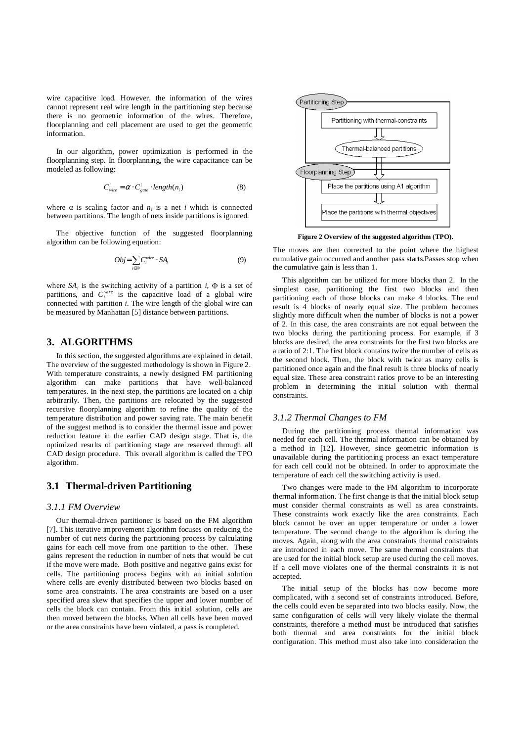wire capacitive load. However, the information of the wires cannot represent real wire length in the partitioning step because there is no geometric information of the wires. Therefore, floorplanning and cell placement are used to get the geometric information.

In our algorithm, power optimization is performed in the floorplanning step. In floorplanning, the wire capacitance can be modeled as following:

$$C_{wire}^{i} = \alpha \cdot C_{gate}^{i} \cdot length(n_i) \quad (8)$$

where α is scaling factor and $n_i$ is a net $i$ which is connected between partitions. The length of nets inside partitions is ignored.

The objective function of the suggested floorplanning algorithm can be following equation:

$$Obj = \sum_{i \in \Phi} C_i^{wire} \cdot SA_i \quad (9)$$

where $SA_i$ is the switching activity of a partition $i$, Φ is a set of partitions, and $C_i^{wire}$ is the capacitive load of a global wire connected with partition $i$. The wire length of the global wire can be measured by Manhattan [5] distance between partitions.

## 3. ALGORITHMS

In this section, the suggested algorithms are explained in detail. The overview of the suggested methodology is shown in Figure 2. With temperature constraints, a newly designed FM partitioning algorithm can make partitions that have well-balanced temperatures. In the next step, the partitions are located on a chip arbitrarily. Then, the partitions are relocated by the suggested recursive floorplanning algorithm to refine the quality of the temperature distribution and power saving rate. The main benefit of the suggest method is to consider the thermal issue and power reduction feature in the earlier CAD design stage. That is, the optimized results of partitioning stage are reserved through all CAD design procedure. This overall algorithm is called the TPO algorithm.

Partitioning Step: Partitioning with thermal-constraints → Thermal-balanced partitions

Floorplanning Step: Place the partitions using A1 algorithm → Place the partitions with thermal-objectives

**Figure 2 Overview of the suggested algorithm (TPO).**

## 3.1 Thermal-driven Partitioning

### *3.1.1 FM Overview*

Our thermal-driven partitioner is based on the FM algorithm [7]. This iterative improvement algorithm focuses on reducing the number of cut nets during the partitioning process by calculating gains for each cell move from one partition to the other. These gains represent the reduction in number of nets that would be cut if the move were made. Both positive and negative gains exist for cells. The partitioning process begins with an initial solution where cells are evenly distributed between two blocks based on some area constraints. The area constraints are based on a user specified area skew that specifies the upper and lower number of cells the block can contain. From this initial solution, cells are then moved between the blocks. When all cells have been moved or the area constraints have been violated, a pass is completed.

The moves are then corrected to the point where the highest cumulative gain occurred and another pass starts.Passes stop when the cumulative gain is less than 1.

This algorithm can be utilized for more blocks than 2. In the simplest case, partitioning the first two blocks and then partitioning each of those blocks can make 4 blocks. The end result is 4 blocks of nearly equal size. The problem becomes slightly more difficult when the number of blocks is not a power of 2. In this case, the area constraints are not equal between the two blocks during the partitioning process. For example, if 3 blocks are desired, the area constraints for the first two blocks are a ratio of 2:1. The first block contains twice the number of cells as the second block. Then, the block with twice as many cells is partitioned once again and the final result is three blocks of nearly equal size. These area constraint ratios prove to be an interesting problem in determining the initial solution with thermal constraints.

### *3.1.2 Thermal Changes to FM*

During the partitioning process thermal information was needed for each cell. The thermal information can be obtained by a method in [12]. However, since geometric information is unavailable during the partitioning process an exact temperature for each cell could not be obtained. In order to approximate the temperature of each cell the switching activity is used.

Two changes were made to the FM algorithm to incorporate thermal information. The first change is that the initial block setup must consider thermal constraints as well as area constraints. These constraints work exactly like the area constraints. Each block cannot be over an upper temperature or under a lower temperature. The second change to the algorithm is during the moves. Again, along with the area constraints thermal constraints are introduced in each move. The same thermal constraints that are used for the initial block setup are used during the cell moves. If a cell move violates one of the thermal constraints it is not accepted.

The initial setup of the blocks has now become more complicated, with a second set of constraints introduced. Before, the cells could even be separated into two blocks easily. Now, the same configuration of cells will very likely violate the thermal constraints, therefore a method must be introduced that satisfies both thermal and area constraints for the initial block configuration. This method must also take into consideration the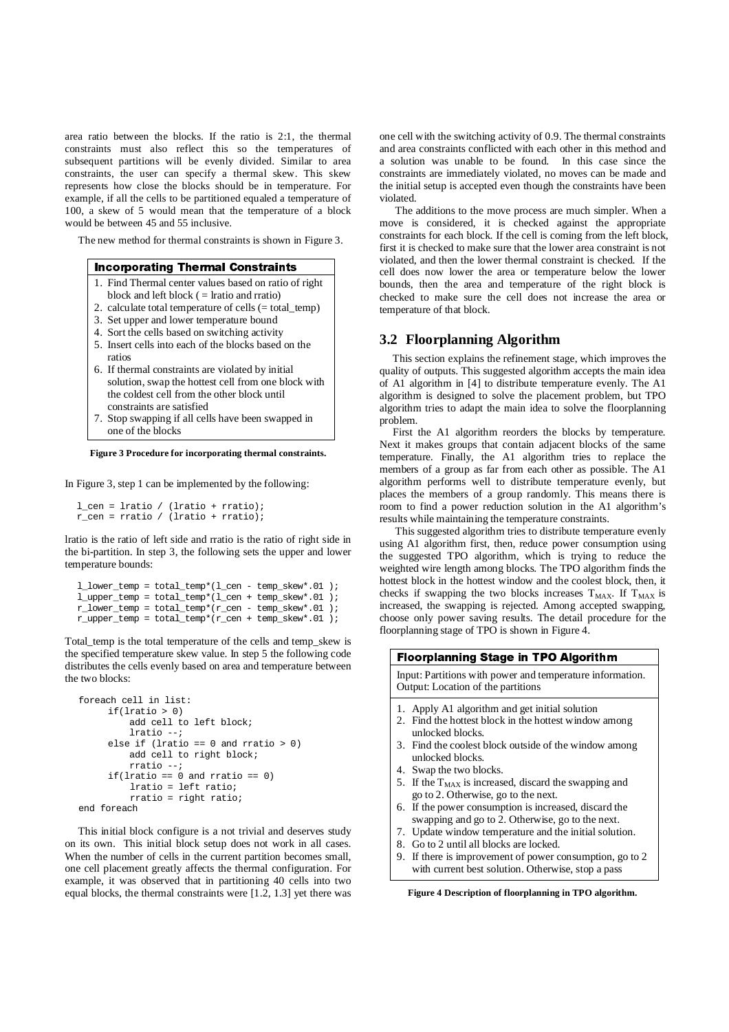area ratio between the blocks. If the ratio is 2:1, the thermal constraints must also reflect this so the temperatures of subsequent partitions will be evenly divided. Similar to area constraints, the user can specify a thermal skew. This skew represents how close the blocks should be in temperature. For example, if all the cells to be partitioned equaled a temperature of 100, a skew of 5 would mean that the temperature of a block would be between 45 and 55 inclusive.

The new method for thermal constraints is shown in Figure 3.

**Incorporating Thermal Constraints**

1. Find Thermal center values based on ratio of right block and left block ( = lratio and rratio)
2. calculate total temperature of cells (= total_temp)
3. Set upper and lower temperature bound
4. Sort the cells based on switching activity
5. Insert cells into each of the blocks based on the ratios
6. If thermal constraints are violated by initial solution, swap the hottest cell from one block with the coldest cell from the other block until constraints are satisfied
7. Stop swapping if all cells have been swapped in one of the blocks

**Figure 3 Procedure for incorporating thermal constraints.**

In Figure 3, step 1 can be implemented by the following:

```
l_cen = lratio / (lratio + rratio);
r_cen = rratio / (lratio + rratio);
```

lratio is the ratio of left side and rratio is the ratio of right side in the bi-partition. In step 3, the following sets the upper and lower temperature bounds:

```
l_lower_temp = total_temp*(l_cen - temp_skew*.01 );
l_upper_temp = total_temp*(l_cen + temp_skew*.01 );
r_lower_temp = total_temp*(r_cen - temp_skew*.01 );
r_upper_temp = total_temp*(r_cen + temp_skew*.01 );
```

Total_temp is the total temperature of the cells and temp_skew is the specified temperature skew value. In step 5 the following code distributes the cells evenly based on area and temperature between the two blocks:

```
foreach cell in list:
      if(lratio > 0)
          add cell to left block;
          lratio --;
      else if (lratio == 0 and rratio > 0)
          add cell to right block;
          rratio --;
      if(lratio == 0 and rratio == 0)
          lratio = left ratio;
          rratio = right ratio;
end foreach
```

This initial block configure is a not trivial and deserves study on its own. This initial block setup does not work in all cases. When the number of cells in the current partition becomes small, one cell placement greatly affects the thermal configuration. For example, it was observed that in partitioning 40 cells into two equal blocks, the thermal constraints were [1.2, 1.3] yet there was one cell with the switching activity of 0.9. The thermal constraints and area constraints conflicted with each other in this method and a solution was unable to be found. In this case since the constraints are immediately violated, no moves can be made and the initial setup is accepted even though the constraints have been violated.

The additions to the move process are much simpler. When a move is considered, it is checked against the appropriate constraints for each block. If the cell is coming from the left block, first it is checked to make sure that the lower area constraint is not violated, and then the lower thermal constraint is checked. If the cell does now lower the area or temperature below the lower bounds, then the area and temperature of the right block is checked to make sure the cell does not increase the area or temperature of that block.

## 3.2 Floorplanning Algorithm

This section explains the refinement stage, which improves the quality of outputs. This suggested algorithm accepts the main idea of A1 algorithm in [4] to distribute temperature evenly. The A1 algorithm is designed to solve the placement problem, but TPO algorithm tries to adapt the main idea to solve the floorplanning problem.

First the A1 algorithm reorders the blocks by temperature. Next it makes groups that contain adjacent blocks of the same temperature. Finally, the A1 algorithm tries to replace the members of a group as far from each other as possible. The A1 algorithm performs well to distribute temperature evenly, but places the members of a group randomly. This means there is room to find a power reduction solution in the A1 algorithm's results while maintaining the temperature constraints.

This suggested algorithm tries to distribute temperature evenly using A1 algorithm first, then, reduce power consumption using the suggested TPO algorithm, which is trying to reduce the weighted wire length among blocks. The TPO algorithm finds the hottest block in the hottest window and the coolest block, then, it checks if swapping the two blocks increases $T_{MAX}$. If $T_{MAX}$ is increased, the swapping is rejected. Among accepted swapping, choose only power saving results. The detail procedure for the floorplanning stage of TPO is shown in Figure 4.

**Floorplanning Stage in TPO Algorithm**

Input: Partitions with power and temperature information.
Output: Location of the partitions

1. Apply A1 algorithm and get initial solution
2. Find the hottest block in the hottest window among unlocked blocks.
3. Find the coolest block outside of the window among unlocked blocks.
4. Swap the two blocks.
5. If the $T_{MAX}$ is increased, discard the swapping and go to 2. Otherwise, go to the next.
6. If the power consumption is increased, discard the swapping and go to 2. Otherwise, go to the next.
7. Update window temperature and the initial solution.
8. Go to 2 until all blocks are locked.
9. If there is improvement of power consumption, go to 2 with current best solution. Otherwise, stop a pass

**Figure 4 Description of floorplanning in TPO algorithm.**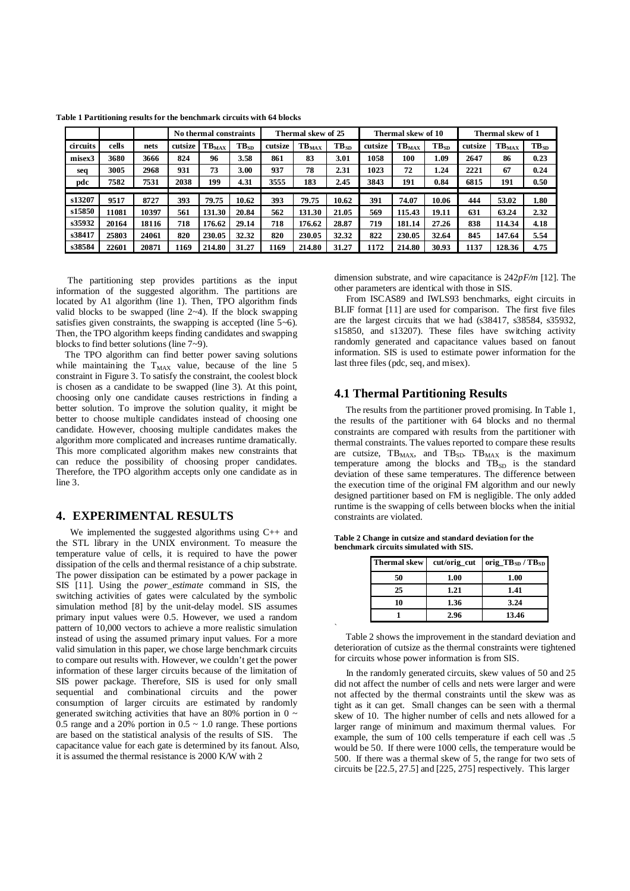**Table 1 Partitioning results for the benchmark circuits with 64 blocks**

| | | | No thermal constraints | | | Thermal skew of 25 | | | Thermal skew of 10 | | | Thermal skew of 1 | | |
|---|---|---|---|---|---|---|---|---|---|---|---|---|---|---|
| circuits | cells | nets | cutsize | $TB_{MAX}$ | $TB_{SD}$ | cutsize | $TB_{MAX}$ | $TB_{SD}$ | cutsize | $TB_{MAX}$ | $TB_{SD}$ | cutsize | $TB_{MAX}$ | $TB_{SD}$ |
| misex3 | 3680 | 3666 | 824 | 96 | 3.58 | 861 | 83 | 3.01 | 1058 | 100 | 1.09 | 2647 | 86 | 0.23 |
| seq | 3005 | 2968 | 931 | 73 | 3.00 | 937 | 78 | 2.31 | 1023 | 72 | 1.24 | 2221 | 67 | 0.24 |
| pdc | 7582 | 7531 | 2038 | 199 | 4.31 | 3555 | 183 | 2.45 | 3843 | 191 | 0.84 | 6815 | 191 | 0.50 |
| s13207 | 9517 | 8727 | 393 | 79.75 | 10.62 | 393 | 79.75 | 10.62 | 391 | 74.07 | 10.06 | 444 | 53.02 | 1.80 |
| s15850 | 11081 | 10397 | 561 | 131.30 | 20.84 | 562 | 131.30 | 21.05 | 569 | 115.43 | 19.11 | 631 | 63.24 | 2.32 |
| s35932 | 20164 | 18116 | 718 | 176.62 | 29.14 | 718 | 176.62 | 28.87 | 719 | 181.14 | 27.26 | 838 | 114.34 | 4.18 |
| s38417 | 25803 | 24061 | 820 | 230.05 | 32.32 | 820 | 230.05 | 32.32 | 822 | 230.05 | 32.64 | 845 | 147.64 | 5.54 |
| s38584 | 22601 | 20871 | 1169 | 214.80 | 31.27 | 1169 | 214.80 | 31.27 | 1172 | 214.80 | 30.93 | 1137 | 128.36 | 4.75 |

The partitioning step provides partitions as the input information of the suggested algorithm. The partitions are located by A1 algorithm (line 1). Then, TPO algorithm finds valid blocks to be swapped (line 2~4). If the block swapping satisfies given constraints, the swapping is accepted (line 5~6). Then, the TPO algorithm keeps finding candidates and swapping blocks to find better solutions (line 7~9).

The TPO algorithm can find better power saving solutions while maintaining the $T_{MAX}$ value, because of the line 5 constraint in Figure 3. To satisfy the constraint, the coolest block is chosen as a candidate to be swapped (line 3). At this point, choosing only one candidate causes restrictions in finding a better solution. To improve the solution quality, it might be better to choose multiple candidates instead of choosing one candidate. However, choosing multiple candidates makes the algorithm more complicated and increases runtime dramatically. This more complicated algorithm makes new constraints that can reduce the possibility of choosing proper candidates. Therefore, the TPO algorithm accepts only one candidate as in line 3.

## 4. EXPERIMENTAL RESULTS

We implemented the suggested algorithms using C++ and the STL library in the UNIX environment. To measure the temperature value of cells, it is required to have the power dissipation of the cells and thermal resistance of a chip substrate. The power dissipation can be estimated by a power package in SIS [11]. Using the *power_estimate* command in SIS, the switching activities of gates were calculated by the symbolic simulation method [8] by the unit-delay model. SIS assumes primary input values were 0.5. However, we used a random pattern of 10,000 vectors to achieve a more realistic simulation instead of using the assumed primary input values. For a more valid simulation in this paper, we chose large benchmark circuits to compare out results with. However, we couldn't get the power information of these larger circuits because of the limitation of SIS power package. Therefore, SIS is used for only small sequential and combinational circuits and the power consumption of larger circuits are estimated by randomly generated switching activities that have an 80% portion in 0 ~ 0.5 range and a 20% portion in 0.5 ~ 1.0 range. These portions are based on the statistical analysis of the results of SIS. The capacitance value for each gate is determined by its fanout. Also, it is assumed the thermal resistance is 2000 K/W with 2 dimension substrate, and wire capacitance is 242*pF/m* [12]. The other parameters are identical with those in SIS.

From ISCAS89 and IWLS93 benchmarks, eight circuits in BLIF format [11] are used for comparison. The first five files are the largest circuits that we had (s38417, s38584, s35932, s15850, and s13207). These files have switching activity randomly generated and capacitance values based on fanout information. SIS is used to estimate power information for the last three files (pdc, seq, and misex).

### 4.1 Thermal Partitioning Results

The results from the partitioner proved promising. In Table 1, the results of the partitioner with 64 blocks and no thermal constraints are compared with results from the partitioner with thermal constraints. The values reported to compare these results are cutsize, $TB_{MAX}$, and $TB_{SD}$. $TB_{MAX}$ is the maximum temperature among the blocks and $TB_{SD}$ is the standard deviation of these same temperatures. The difference between the execution time of the original FM algorithm and our newly designed partitioner based on FM is negligible. The only added runtime is the swapping of cells between blocks when the initial constraints are violated.

**Table 2 Change in cutsize and standard deviation for the benchmark circuits simulated with SIS.**

| Thermal skew | cut/orig_cut | orig_$TB_{SD}$ / $TB_{SD}$ |
|---|---|---|
| 50 | 1.00 | 1.00 |
| 25 | 1.21 | 1.41 |
| 10 | 1.36 | 3.24 |
| 1 | 2.96 | 13.46 |

Table 2 shows the improvement in the standard deviation and deterioration of cutsize as the thermal constraints were tightened for circuits whose power information is from SIS.

In the randomly generated circuits, skew values of 50 and 25 did not affect the number of cells and nets were larger and were not affected by the thermal constraints until the skew was as tight as it can get. Small changes can be seen with a thermal skew of 10. The higher number of cells and nets allowed for a larger range of minimum and maximum thermal values. For example, the sum of 100 cells temperature if each cell was .5 would be 50. If there were 1000 cells, the temperature would be 500. If there was a thermal skew of 5, the range for two sets of circuits be [22.5, 27.5] and [225, 275] respectively. This larger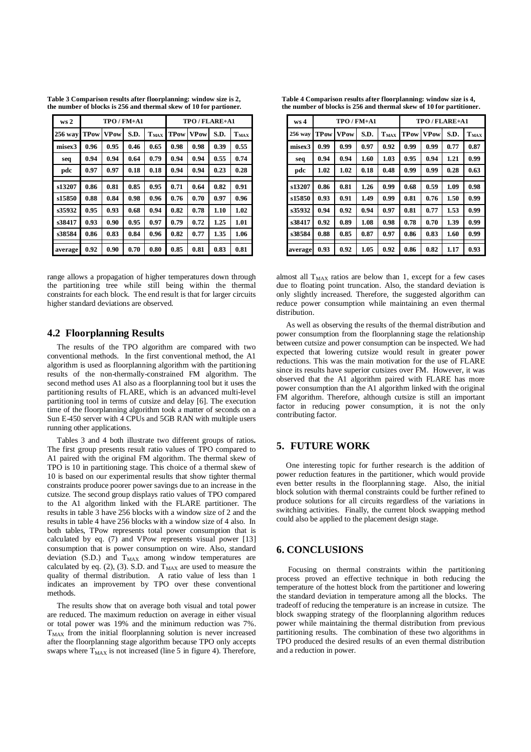**Table 3 Comparison results after floorplanning: window size is 2, the number of blocks is 256 and thermal skew of 10 for partioner.**

| ws 2 | TPO / FM+A1 | | | | TPO / FLARE+A1 | | | |
|---|---|---|---|---|---|---|---|---|
| 256 way | TPow | VPow | S.D. | $T_{MAX}$ | TPow | VPow | S.D. | $T_{MAX}$ |
| misex3 | 0.96 | 0.95 | 0.46 | 0.65 | 0.98 | 0.98 | 0.39 | 0.55 |
| seq | 0.94 | 0.94 | 0.64 | 0.79 | 0.94 | 0.94 | 0.55 | 0.74 |
| pdc | 0.97 | 0.97 | 0.18 | 0.18 | 0.94 | 0.94 | 0.23 | 0.28 |
| s13207 | 0.86 | 0.81 | 0.85 | 0.95 | 0.71 | 0.64 | 0.82 | 0.91 |
| s15850 | 0.88 | 0.84 | 0.98 | 0.96 | 0.76 | 0.70 | 0.97 | 0.96 |
| s35932 | 0.95 | 0.93 | 0.68 | 0.94 | 0.82 | 0.78 | 1.10 | 1.02 |
| s38417 | 0.93 | 0.90 | 0.95 | 0.97 | 0.79 | 0.72 | 1.25 | 1.01 |
| s38584 | 0.86 | 0.83 | 0.84 | 0.96 | 0.82 | 0.77 | 1.35 | 1.06 |
| average | 0.92 | 0.90 | 0.70 | 0.80 | 0.85 | 0.81 | 0.83 | 0.81 |

range allows a propagation of higher temperatures down through the partitioning tree while still being within the thermal constraints for each block. The end result is that for larger circuits higher standard deviations are observed.

## 4.2 Floorplanning Results

The results of the TPO algorithm are compared with two conventional methods. In the first conventional method, the A1 algorithm is used as floorplanning algorithm with the partitioning results of the non-thermally-constrained FM algorithm. The second method uses A1 also as a floorplanning tool but it uses the partitioning results of FLARE, which is an advanced multi-level partitioning tool in terms of cutsize and delay [6]. The execution time of the floorplanning algorithm took a matter of seconds on a Sun E-450 server with 4 CPUs and 5GB RAN with multiple users running other applications.

Tables 3 and 4 both illustrate two different groups of ratios**.** The first group presents result ratio values of TPO compared to A1 paired with the original FM algorithm. The thermal skew of TPO is 10 in partitioning stage. This choice of a thermal skew of 10 is based on our experimental results that show tighter thermal constraints produce poorer power savings due to an increase in the cutsize. The second group displays ratio values of TPO compared to the A1 algorithm linked with the FLARE partitioner. The results in table 3 have 256 blocks with a window size of 2 and the results in table 4 have 256 blocks with a window size of 4 also. In both tables, TPow represents total power consumption that is calculated by eq. (7) and VPow represents visual power [13] consumption that is power consumption on wire. Also, standard deviation (S.D.) and $T_{MAX}$ among window temperatures are calculated by eq. (2), (3). S.D. and $T_{MAX}$ are used to measure the quality of thermal distribution. A ratio value of less than 1 indicates an improvement by TPO over these conventional methods.

The results show that on average both visual and total power are reduced. The maximum reduction on average in either visual or total power was 19% and the minimum reduction was 7%. $T_{MAX}$ from the initial floorplanning solution is never increased after the floorplanning stage algorithm because TPO only accepts swaps where $T_{MAX}$ is not increased (line 5 in figure 4). Therefore,

**Table 4 Comparison results after floorplanning: window size is 4, the number of blocks is 256 and thermal skew of 10 for partitioner.**

| ws 4 | TPO / FM+A1 | | | | TPO / FLARE+A1 | | | |
|---|---|---|---|---|---|---|---|---|
| 256 way | TPow | VPow | S.D. | $T_{MAX}$ | TPow | VPow | S.D. | $T_{MAX}$ |
| misex3 | 0.99 | 0.99 | 0.97 | 0.92 | 0.99 | 0.99 | 0.77 | 0.87 |
| seq | 0.94 | 0.94 | 1.60 | 1.03 | 0.95 | 0.94 | 1.21 | 0.99 |
| pdc | 1.02 | 1.02 | 0.18 | 0.48 | 0.99 | 0.99 | 0.28 | 0.63 |
| s13207 | 0.86 | 0.81 | 1.26 | 0.99 | 0.68 | 0.59 | 1.09 | 0.98 |
| s15850 | 0.93 | 0.91 | 1.49 | 0.99 | 0.81 | 0.76 | 1.50 | 0.99 |
| s35932 | 0.94 | 0.92 | 0.94 | 0.97 | 0.81 | 0.77 | 1.53 | 0.99 |
| s38417 | 0.92 | 0.89 | 1.08 | 0.98 | 0.78 | 0.70 | 1.39 | 0.99 |
| s38584 | 0.88 | 0.85 | 0.87 | 0.97 | 0.86 | 0.83 | 1.60 | 0.99 |
| average | 0.93 | 0.92 | 1.05 | 0.92 | 0.86 | 0.82 | 1.17 | 0.93 |

almost all $T_{MAX}$ ratios are below than 1, except for a few cases due to floating point truncation. Also, the standard deviation is only slightly increased. Therefore, the suggested algorithm can reduce power consumption while maintaining an even thermal distribution.

As well as observing the results of the thermal distribution and power consumption from the floorplanning stage the relationship between cutsize and power consumption can be inspected. We had expected that lowering cutsize would result in greater power reductions. This was the main motivation for the use of FLARE since its results have superior cutsizes over FM. However, it was observed that the A1 algorithm paired with FLARE has more power consumption than the A1 algorithm linked with the original FM algorithm. Therefore, although cutsize is still an important factor in reducing power consumption, it is not the only contributing factor.

# 5. FUTURE WORK

One interesting topic for further research is the addition of power reduction features in the partitioner, which would provide even better results in the floorplanning stage. Also, the initial block solution with thermal constraints could be further refined to produce solutions for all circuits regardless of the variations in switching activities. Finally, the current block swapping method could also be applied to the placement design stage.

# 6. CONCLUSIONS

Focusing on thermal constraints within the partitioning process proved an effective technique in both reducing the temperature of the hottest block from the partitioner and lowering the standard deviation in temperature among all the blocks. The tradeoff of reducing the temperature is an increase in cutsize. The block swapping strategy of the floorplanning algorithm reduces power while maintaining the thermal distribution from previous partitioning results. The combination of these two algorithms in TPO produced the desired results of an even thermal distribution and a reduction in power.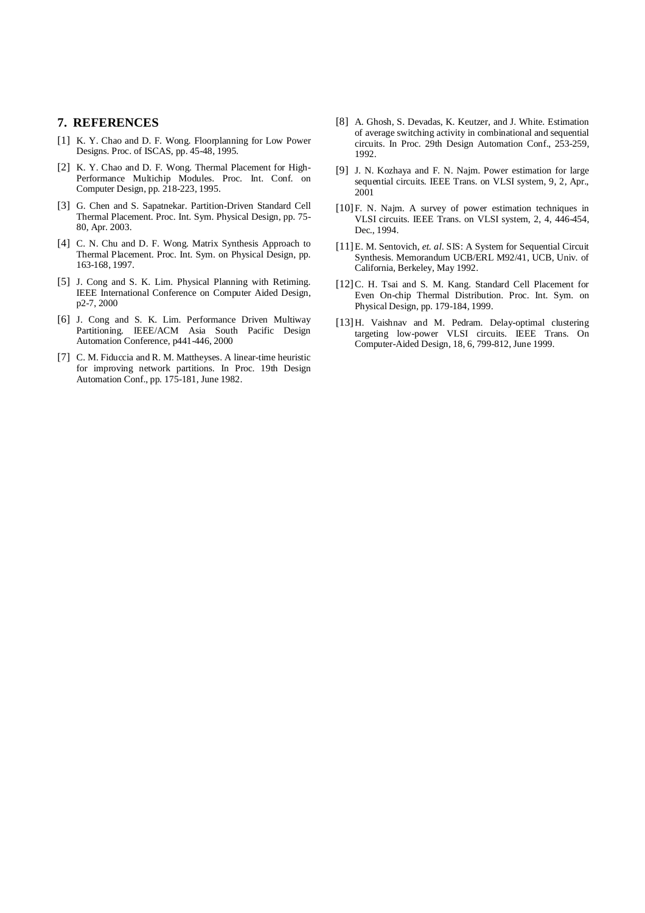## 7. REFERENCES

[1] K. Y. Chao and D. F. Wong. Floorplanning for Low Power Designs. Proc. of ISCAS, pp. 45-48, 1995.

[2] K. Y. Chao and D. F. Wong. Thermal Placement for High-Performance Multichip Modules. Proc. Int. Conf. on Computer Design, pp. 218-223, 1995.

[3] G. Chen and S. Sapatnekar. Partition-Driven Standard Cell Thermal Placement. Proc. Int. Sym. Physical Design, pp. 75-80, Apr. 2003.

[4] C. N. Chu and D. F. Wong. Matrix Synthesis Approach to Thermal Placement. Proc. Int. Sym. on Physical Design, pp. 163-168, 1997.

[5] J. Cong and S. K. Lim. Physical Planning with Retiming. IEEE International Conference on Computer Aided Design, p2-7, 2000

[6] J. Cong and S. K. Lim. Performance Driven Multiway Partitioning. IEEE/ACM Asia South Pacific Design Automation Conference, p441-446, 2000

[7] C. M. Fiduccia and R. M. Mattheyses. A linear-time heuristic for improving network partitions. In Proc. 19th Design Automation Conf., pp. 175-181, June 1982.

[8] A. Ghosh, S. Devadas, K. Keutzer, and J. White. Estimation of average switching activity in combinational and sequential circuits. In Proc. 29th Design Automation Conf., 253-259, 1992.

[9] J. N. Kozhaya and F. N. Najm. Power estimation for large sequential circuits. IEEE Trans. on VLSI system, 9, 2, Apr., 2001

[10] F. N. Najm. A survey of power estimation techniques in VLSI circuits. IEEE Trans. on VLSI system, 2, 4, 446-454, Dec., 1994.

[11] E. M. Sentovich, *et. al*. SIS: A System for Sequential Circuit Synthesis. Memorandum UCB/ERL M92/41, UCB, Univ. of California, Berkeley, May 1992.

[12] C. H. Tsai and S. M. Kang. Standard Cell Placement for Even On-chip Thermal Distribution. Proc. Int. Sym. on Physical Design, pp. 179-184, 1999.

[13] H. Vaishnav and M. Pedram. Delay-optimal clustering targeting low-power VLSI circuits. IEEE Trans. On Computer-Aided Design, 18, 6, 799-812, June 1999.